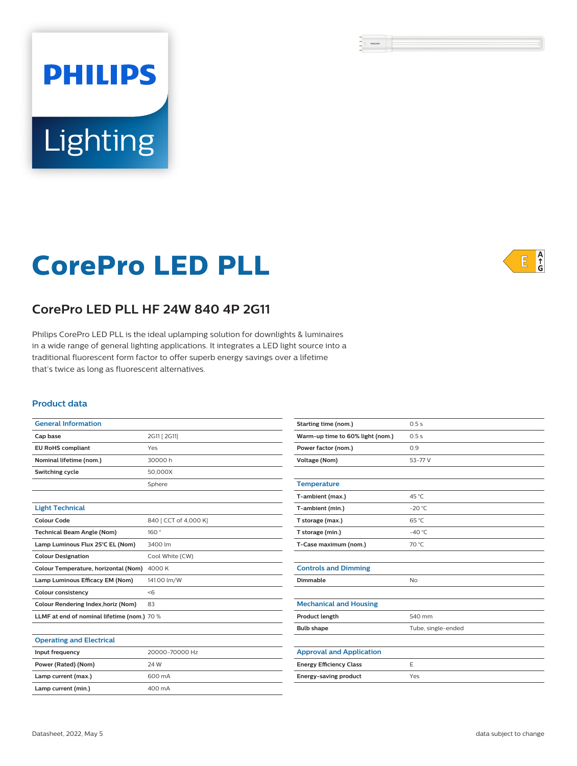PHILIPS

Lighting

# CorePro LED PLL

E A↑G

## CorePro LED PLL HF 24W 840 4P 2G11

Philips CorePro LED PLL is the ideal uplamping solution for downlights & luminaires in a wide range of general lighting applications. It integrates a LED light source into a traditional fluorescent form factor to offer superb energy savings over a lifetime that's twice as long as fluorescent alternatives.

### Product data

| General Information | |
|---|---|
| Cap base | 2G11 [ 2G11] |
| EU RoHS compliant | Yes |
| Nominal lifetime (nom.) | 30000 h |
| Switching cycle | 50,000X |
| | Sphere |

| Light Technical | |
|---|---|
| Colour Code | 840 [ CCT of 4,000 K] |
| Technical Beam Angle (Nom) | 160 ° |
| Lamp Luminous Flux 25°C EL (Nom) | 3400 lm |
| Colour Designation | Cool White (CW) |
| Colour Temperature, horizontal (Nom) | 4000 K |
| Lamp Luminous Efficacy EM (Nom) | 141.00 lm/W |
| Colour consistency | <6 |
| Colour Rendering Index,horiz (Nom) | 83 |
| LLMF at end of nominal lifetime (nom.) | 70 % |

| Operating and Electrical | |
|---|---|
| Input frequency | 20000-70000 Hz |
| Power (Rated) (Nom) | 24 W |
| Lamp current (max.) | 600 mA |
| Lamp current (min.) | 400 mA |
| Starting time (nom.) | 0.5 s |
| Warm-up time to 60% light (nom.) | 0.5 s |
| Power factor (nom.) | 0.9 |
| Voltage (Nom) | 53-77 V |

| Temperature | |
|---|---|
| T-ambient (max.) | 45 °C |
| T-ambient (min.) | -20 °C |
| T storage (max.) | 65 °C |
| T storage (min.) | -40 °C |
| T-Case maximum (nom.) | 70 °C |

| Controls and Dimming | |
|---|---|
| Dimmable | No |

| Mechanical and Housing | |
|---|---|
| Product length | 540 mm |
| Bulb shape | Tube, single-ended |

| Approval and Application | |
|---|---|
| Energy Efficiency Class | E |
| Energy-saving product | Yes |

Datasheet, 2022, May 5 data subject to change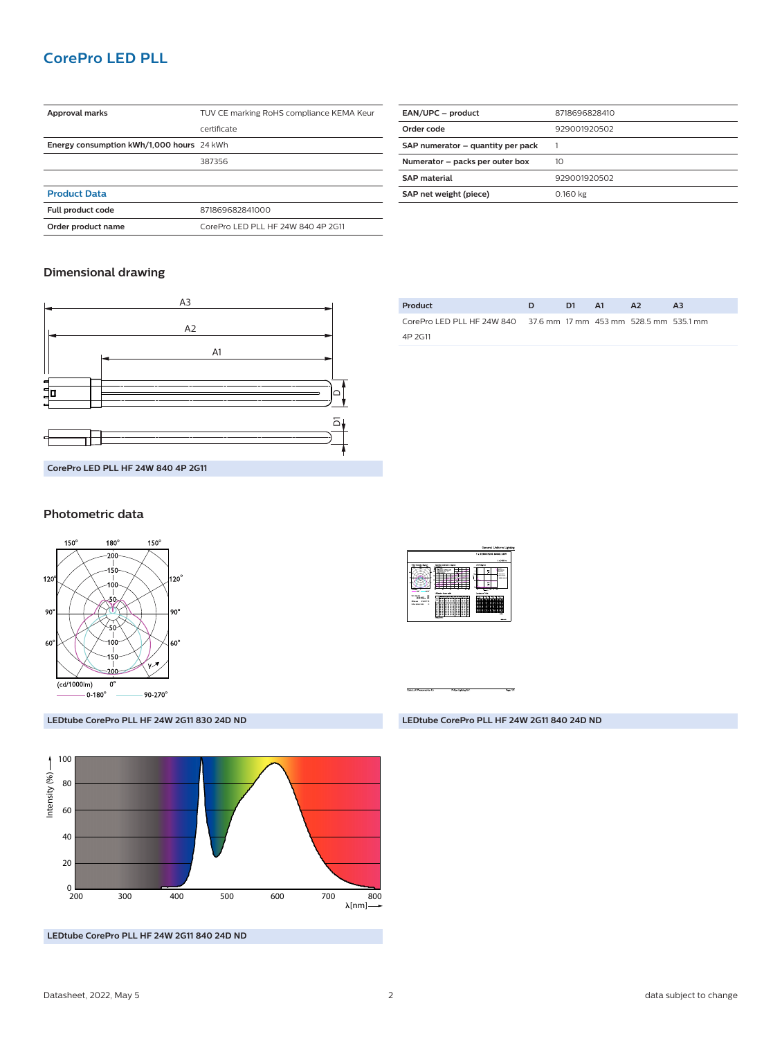# CorePro LED PLL

| Approval marks | TUV CE marking RoHS compliance KEMA Keur certificate |
|---|---|
| Energy consumption kWh/1,000 hours | 24 kWh |
| | 387356 |

| Product Data | |
|---|---|
| Full product code | 871869682841000 |
| Order product name | CorePro LED PLL HF 24W 840 4P 2G11 |

| EAN/UPC – product | 8718696828410 |
|---|---|
| Order code | 929001920502 |
| SAP numerator – quantity per pack | 1 |
| Numerator – packs per outer box | 10 |
| SAP material | 929001920502 |
| SAP net weight (piece) | 0.160 kg |

## Dimensional drawing

CorePro LED PLL HF 24W 840 4P 2G11

| Product | D | D1 | A1 | A2 | A3 |
|---|---|---|---|---|---|
| CorePro LED PLL HF 24W 840 4P 2G11 | 37.6 mm | 17 mm | 453 mm | 528.5 mm | 535.1 mm |

## Photometric data

LEDtube CorePro PLL HF 24W 2G11 830 24D ND

LEDtube CorePro PLL HF 24W 2G11 840 24D ND

LEDtube CorePro PLL HF 24W 2G11 840 24D ND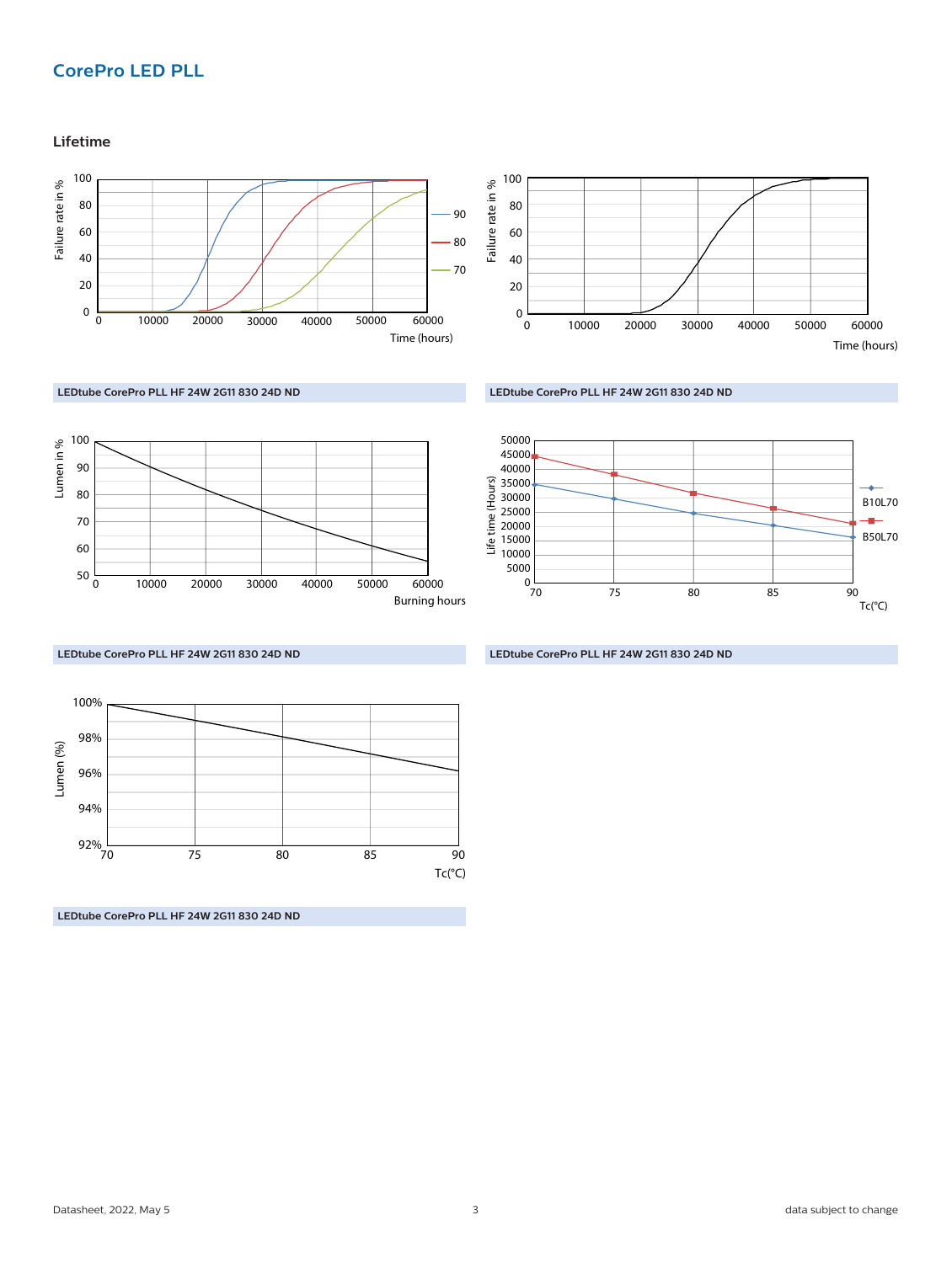## CorePro LED PLL

### Lifetime

LEDtube CorePro PLL HF 24W 2G11 830 24D ND

LEDtube CorePro PLL HF 24W 2G11 830 24D ND

LEDtube CorePro PLL HF 24W 2G11 830 24D ND

LEDtube CorePro PLL HF 24W 2G11 830 24D ND

LEDtube CorePro PLL HF 24W 2G11 830 24D ND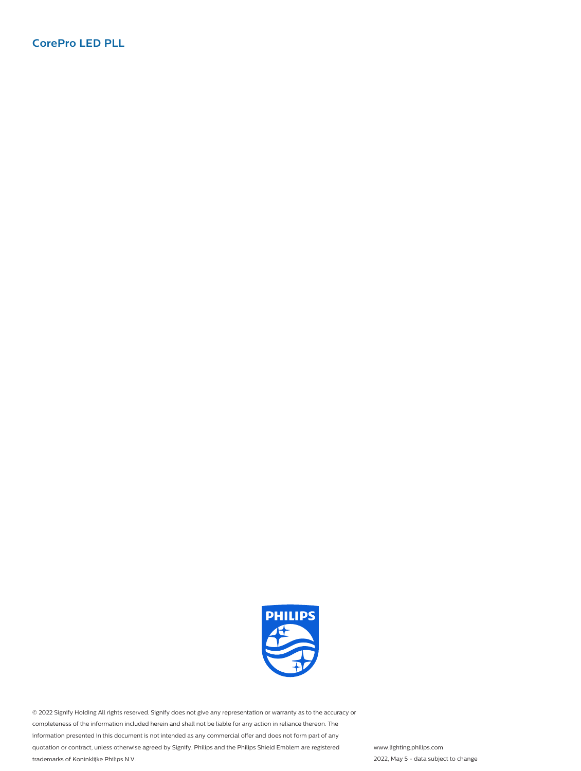## CorePro LED PLL

© 2022 Signify Holding All rights reserved. Signify does not give any representation or warranty as to the accuracy or completeness of the information included herein and shall not be liable for any action in reliance thereon. The information presented in this document is not intended as any commercial offer and does not form part of any quotation or contract, unless otherwise agreed by Signify. Philips and the Philips Shield Emblem are registered trademarks of Koninklijke Philips N.V.

www.lighting.philips.com

2022, May 5 - data subject to change